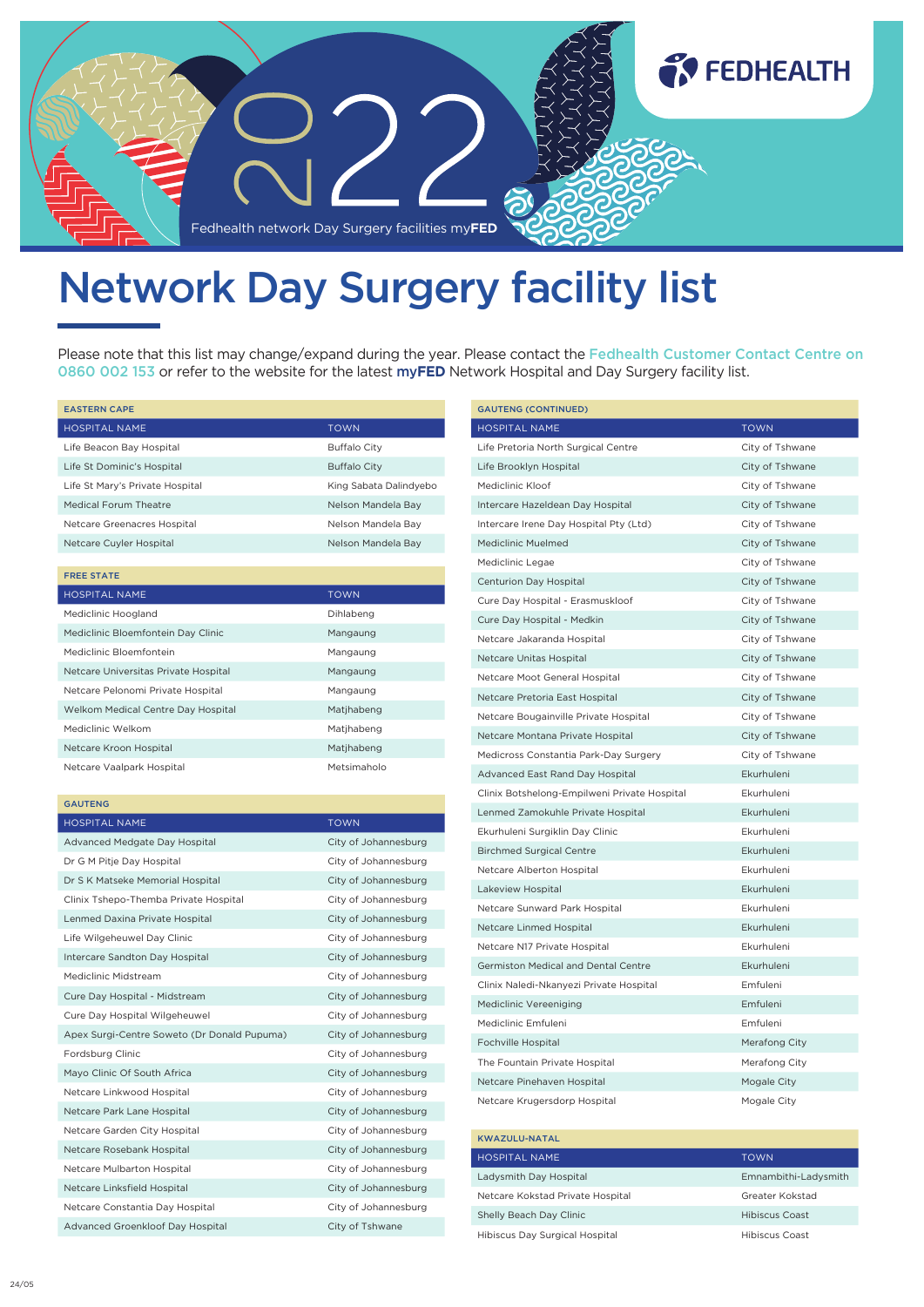2022

Fedhealth network Day Surgery facilities my**FED**

FEDHEALTH

# Network Day Surgery facility list

Please note that this list may change/expand during the year. Please contact the Fedhealth Customer Contact Centre on 0860 002 153 or refer to the website for the latest **myFED** Network Hospital and Day Surgery facility list.

## EASTERN CAPE

| HOSPITAL NAME | TOWN |
|---|---|
| Life Beacon Bay Hospital | Buffalo City |
| Life St Dominic's Hospital | Buffalo City |
| Life St Mary's Private Hospital | King Sabata Dalindyebo |
| Medical Forum Theatre | Nelson Mandela Bay |
| Netcare Greenacres Hospital | Nelson Mandela Bay |
| Netcare Cuyler Hospital | Nelson Mandela Bay |

## FREE STATE

| HOSPITAL NAME | TOWN |
|---|---|
| Mediclinic Hoogland | Dihlabeng |
| Mediclinic Bloemfontein Day Clinic | Mangaung |
| Mediclinic Bloemfontein | Mangaung |
| Netcare Universitas Private Hospital | Mangaung |
| Netcare Pelonomi Private Hospital | Mangaung |
| Welkom Medical Centre Day Hospital | Matjhabeng |
| Mediclinic Welkom | Matjhabeng |
| Netcare Kroon Hospital | Matjhabeng |
| Netcare Vaalpark Hospital | Metsimaholo |

## GAUTENG

| HOSPITAL NAME | TOWN |
|---|---|
| Advanced Medgate Day Hospital | City of Johannesburg |
| Dr G M Pitje Day Hospital | City of Johannesburg |
| Dr S K Matseke Memorial Hospital | City of Johannesburg |
| Clinix Tshepo-Themba Private Hospital | City of Johannesburg |
| Lenmed Daxina Private Hospital | City of Johannesburg |
| Life Wilgeheuwel Day Clinic | City of Johannesburg |
| Intercare Sandton Day Hospital | City of Johannesburg |
| Mediclinic Midstream | City of Johannesburg |
| Cure Day Hospital - Midstream | City of Johannesburg |
| Cure Day Hospital Wilgeheuwel | City of Johannesburg |
| Apex Surgi-Centre Soweto (Dr Donald Pupuma) | City of Johannesburg |
| Fordsburg Clinic | City of Johannesburg |
| Mayo Clinic Of South Africa | City of Johannesburg |
| Netcare Linkwood Hospital | City of Johannesburg |
| Netcare Park Lane Hospital | City of Johannesburg |
| Netcare Garden City Hospital | City of Johannesburg |
| Netcare Rosebank Hospital | City of Johannesburg |
| Netcare Mulbarton Hospital | City of Johannesburg |
| Netcare Linksfield Hospital | City of Johannesburg |
| Netcare Constantia Day Hospital | City of Johannesburg |
| Advanced Groenkloof Day Hospital | City of Tshwane |

## GAUTENG (CONTINUED)

| HOSPITAL NAME | TOWN |
|---|---|
| Life Pretoria North Surgical Centre | City of Tshwane |
| Life Brooklyn Hospital | City of Tshwane |
| Mediclinic Kloof | City of Tshwane |
| Intercare Hazeldean Day Hospital | City of Tshwane |
| Intercare Irene Day Hospital Pty (Ltd) | City of Tshwane |
| Mediclinic Muelmed | City of Tshwane |
| Mediclinic Legae | City of Tshwane |
| Centurion Day Hospital | City of Tshwane |
| Cure Day Hospital - Erasmuskloof | City of Tshwane |
| Cure Day Hospital - Medkin | City of Tshwane |
| Netcare Jakaranda Hospital | City of Tshwane |
| Netcare Unitas Hospital | City of Tshwane |
| Netcare Moot General Hospital | City of Tshwane |
| Netcare Pretoria East Hospital | City of Tshwane |
| Netcare Bougainville Private Hospital | City of Tshwane |
| Netcare Montana Private Hospital | City of Tshwane |
| Medicross Constantia Park-Day Surgery | City of Tshwane |
| Advanced East Rand Day Hospital | Ekurhuleni |
| Clinix Botshelong-Empilweni Private Hospital | Ekurhuleni |
| Lenmed Zamokuhle Private Hospital | Ekurhuleni |
| Ekurhuleni Surgiklin Day Clinic | Ekurhuleni |
| Birchmed Surgical Centre | Ekurhuleni |
| Netcare Alberton Hospital | Ekurhuleni |
| Lakeview Hospital | Ekurhuleni |
| Netcare Sunward Park Hospital | Ekurhuleni |
| Netcare Linmed Hospital | Ekurhuleni |
| Netcare N17 Private Hospital | Ekurhuleni |
| Germiston Medical and Dental Centre | Ekurhuleni |
| Clinix Naledi-Nkanyezi Private Hospital | Emfuleni |
| Mediclinic Vereeniging | Emfuleni |
| Mediclinic Emfuleni | Emfuleni |
| Fochville Hospital | Merafong City |
| The Fountain Private Hospital | Merafong City |
| Netcare Pinehaven Hospital | Mogale City |
| Netcare Krugersdorp Hospital | Mogale City |

## KWAZULU-NATAL

| HOSPITAL NAME | TOWN |
|---|---|
| Ladysmith Day Hospital | Emnambithi-Ladysmith |
| Netcare Kokstad Private Hospital | Greater Kokstad |
| Shelly Beach Day Clinic | Hibiscus Coast |
| Hibiscus Day Surgical Hospital | Hibiscus Coast |

24/05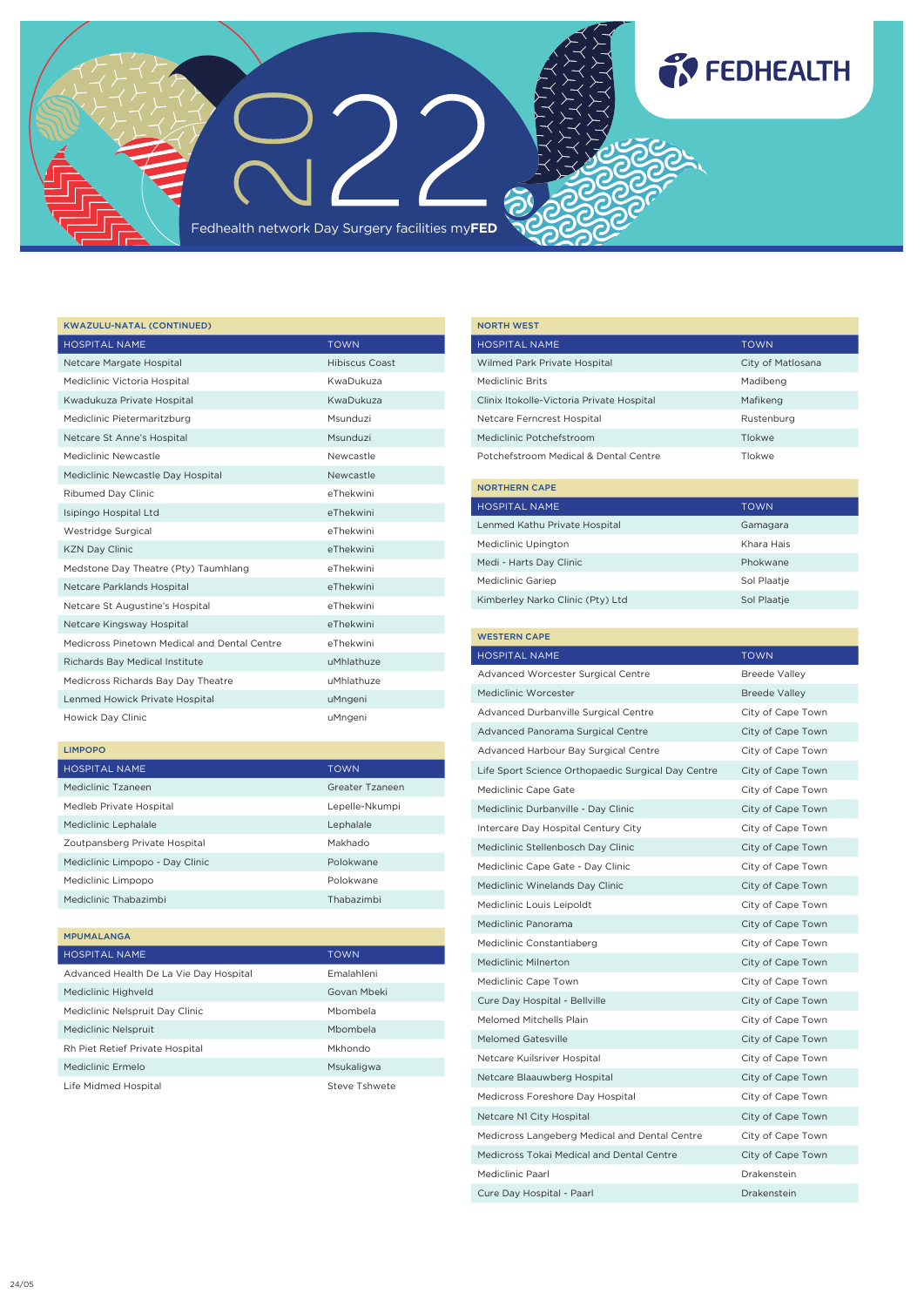# 2022

Fedhealth network Day Surgery facilities my**FED**

## KWAZULU-NATAL (CONTINUED)

| HOSPITAL NAME | TOWN |
| --- | --- |
| Netcare Margate Hospital | Hibiscus Coast |
| Mediclinic Victoria Hospital | KwaDukuza |
| Kwadukuza Private Hospital | KwaDukuza |
| Mediclinic Pietermaritzburg | Msunduzi |
| Netcare St Anne's Hospital | Msunduzi |
| Mediclinic Newcastle | Newcastle |
| Mediclinic Newcastle Day Hospital | Newcastle |
| Ribumed Day Clinic | eThekwini |
| Isipingo Hospital Ltd | eThekwini |
| Westridge Surgical | eThekwini |
| KZN Day Clinic | eThekwini |
| Medstone Day Theatre (Pty) Taumhlang | eThekwini |
| Netcare Parklands Hospital | eThekwini |
| Netcare St Augustine's Hospital | eThekwini |
| Netcare Kingsway Hospital | eThekwini |
| Medicross Pinetown Medical and Dental Centre | eThekwini |
| Richards Bay Medical Institute | uMhlathuze |
| Medicross Richards Bay Day Theatre | uMhlathuze |
| Lenmed Howick Private Hospital | uMngeni |
| Howick Day Clinic | uMngeni |

## LIMPOPO

| HOSPITAL NAME | TOWN |
| --- | --- |
| Mediclinic Tzaneen | Greater Tzaneen |
| Medleb Private Hospital | Lepelle-Nkumpi |
| Mediclinic Lephalale | Lephalale |
| Zoutpansberg Private Hospital | Makhado |
| Mediclinic Limpopo - Day Clinic | Polokwane |
| Mediclinic Limpopo | Polokwane |
| Mediclinic Thabazimbi | Thabazimbi |

## MPUMALANGA

| HOSPITAL NAME | TOWN |
| --- | --- |
| Advanced Health De La Vie Day Hospital | Emalahleni |
| Mediclinic Highveld | Govan Mbeki |
| Mediclinic Nelspruit Day Clinic | Mbombela |
| Mediclinic Nelspruit | Mbombela |
| Rh Piet Retief Private Hospital | Mkhondo |
| Mediclinic Ermelo | Msukaligwa |
| Life Midmed Hospital | Steve Tshwete |

## NORTH WEST

| HOSPITAL NAME | TOWN |
| --- | --- |
| Wilmed Park Private Hospital | City of Matlosana |
| Mediclinic Brits | Madibeng |
| Clinix Itokolle-Victoria Private Hospital | Mafikeng |
| Netcare Ferncrest Hospital | Rustenburg |
| Mediclinic Potchefstroom | Tlokwe |
| Potchefstroom Medical & Dental Centre | Tlokwe |

## NORTHERN CAPE

| HOSPITAL NAME | TOWN |
| --- | --- |
| Lenmed Kathu Private Hospital | Gamagara |
| Mediclinic Upington | Khara Hais |
| Medi - Harts Day Clinic | Phokwane |
| Mediclinic Gariep | Sol Plaatje |
| Kimberley Narko Clinic (Pty) Ltd | Sol Plaatje |

## WESTERN CAPE

| HOSPITAL NAME | TOWN |
| --- | --- |
| Advanced Worcester Surgical Centre | Breede Valley |
| Mediclinic Worcester | Breede Valley |
| Advanced Durbanville Surgical Centre | City of Cape Town |
| Advanced Panorama Surgical Centre | City of Cape Town |
| Advanced Harbour Bay Surgical Centre | City of Cape Town |
| Life Sport Science Orthopaedic Surgical Day Centre | City of Cape Town |
| Mediclinic Cape Gate | City of Cape Town |
| Mediclinic Durbanville - Day Clinic | City of Cape Town |
| Intercare Day Hospital Century City | City of Cape Town |
| Mediclinic Stellenbosch Day Clinic | City of Cape Town |
| Mediclinic Cape Gate - Day Clinic | City of Cape Town |
| Mediclinic Winelands Day Clinic | City of Cape Town |
| Mediclinic Louis Leipoldt | City of Cape Town |
| Mediclinic Panorama | City of Cape Town |
| Mediclinic Constantiaberg | City of Cape Town |
| Mediclinic Milnerton | City of Cape Town |
| Mediclinic Cape Town | City of Cape Town |
| Cure Day Hospital - Bellville | City of Cape Town |
| Melomed Mitchells Plain | City of Cape Town |
| Melomed Gatesville | City of Cape Town |
| Netcare Kuilsriver Hospital | City of Cape Town |
| Netcare Blaauwberg Hospital | City of Cape Town |
| Medicross Foreshore Day Hospital | City of Cape Town |
| Netcare N1 City Hospital | City of Cape Town |
| Medicross Langeberg Medical and Dental Centre | City of Cape Town |
| Medicross Tokai Medical and Dental Centre | City of Cape Town |
| Mediclinic Paarl | Drakenstein |
| Cure Day Hospital - Paarl | Drakenstein |

24/05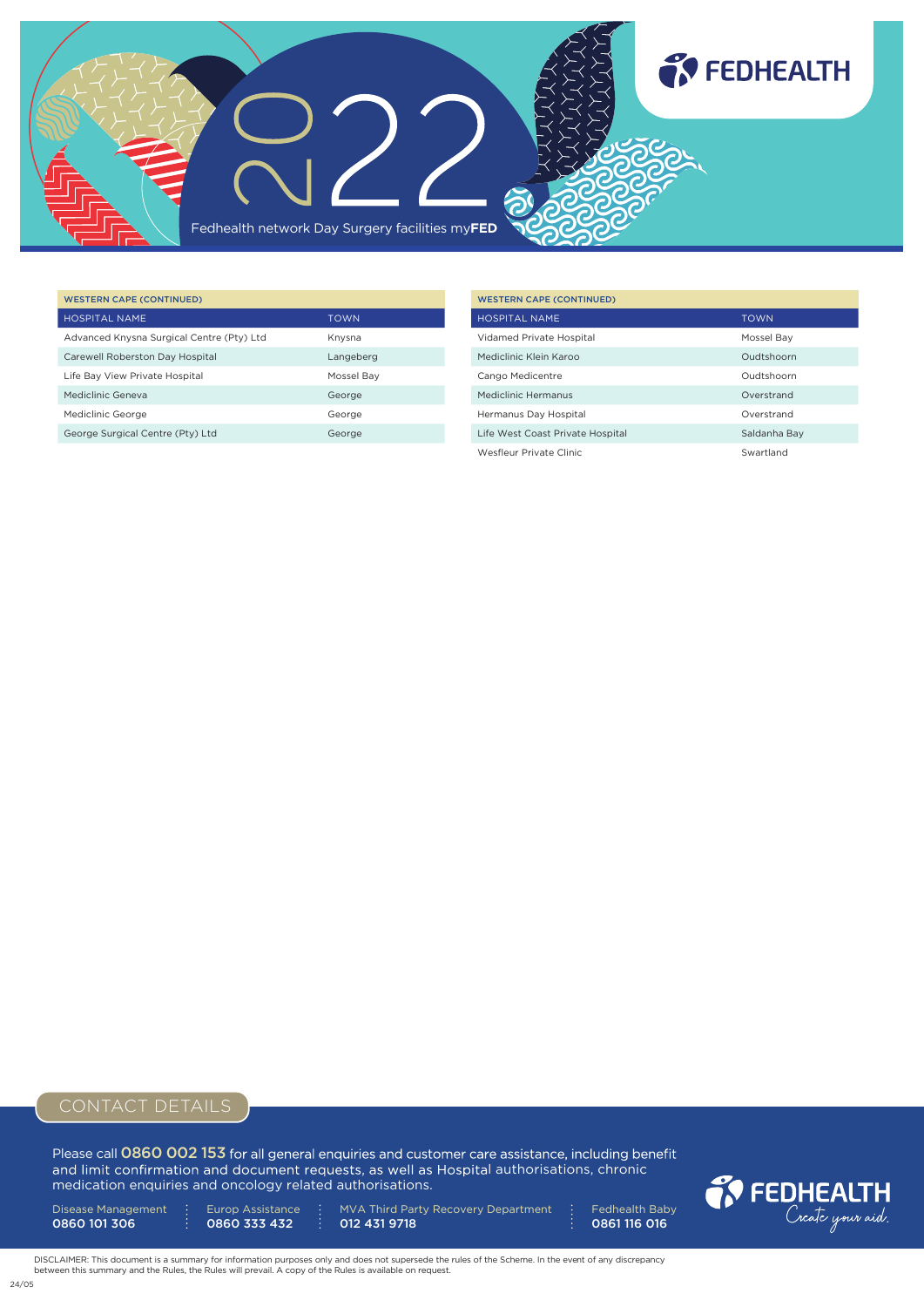# 2022

Fedhealth network Day Surgery facilities my**FED**

FEDHEALTH

## WESTERN CAPE (CONTINUED)

| HOSPITAL NAME | TOWN |
| --- | --- |
| Advanced Knysna Surgical Centre (Pty) Ltd | Knysna |
| Carewell Roberston Day Hospital | Langeberg |
| Life Bay View Private Hospital | Mossel Bay |
| Mediclinic Geneva | George |
| Mediclinic George | George |
| George Surgical Centre (Pty) Ltd | George |

## WESTERN CAPE (CONTINUED)

| HOSPITAL NAME | TOWN |
| --- | --- |
| Vidamed Private Hospital | Mossel Bay |
| Mediclinic Klein Karoo | Oudtshoorn |
| Cango Medicentre | Oudtshoorn |
| Mediclinic Hermanus | Overstrand |
| Hermanus Day Hospital | Overstrand |
| Life West Coast Private Hospital | Saldanha Bay |
| Wesfleur Private Clinic | Swartland |

## CONTACT DETAILS

Please call **0860 002 153** for all general enquiries and customer care assistance, including benefit and limit confirmation and document requests, as well as Hospital authorisations, chronic medication enquiries and oncology related authorisations.

Disease Management
**0860 101 306**

Europ Assistance
**0860 333 432**

MVA Third Party Recovery Department
**012 431 9718**

Fedhealth Baby
**0861 116 016**

FEDHEALTH
*Create your aid.*

DISCLAIMER: This document is a summary for information purposes only and does not supersede the rules of the Scheme. In the event of any discrepancy between this summary and the Rules, the Rules will prevail. A copy of the Rules is available on request.

24/05